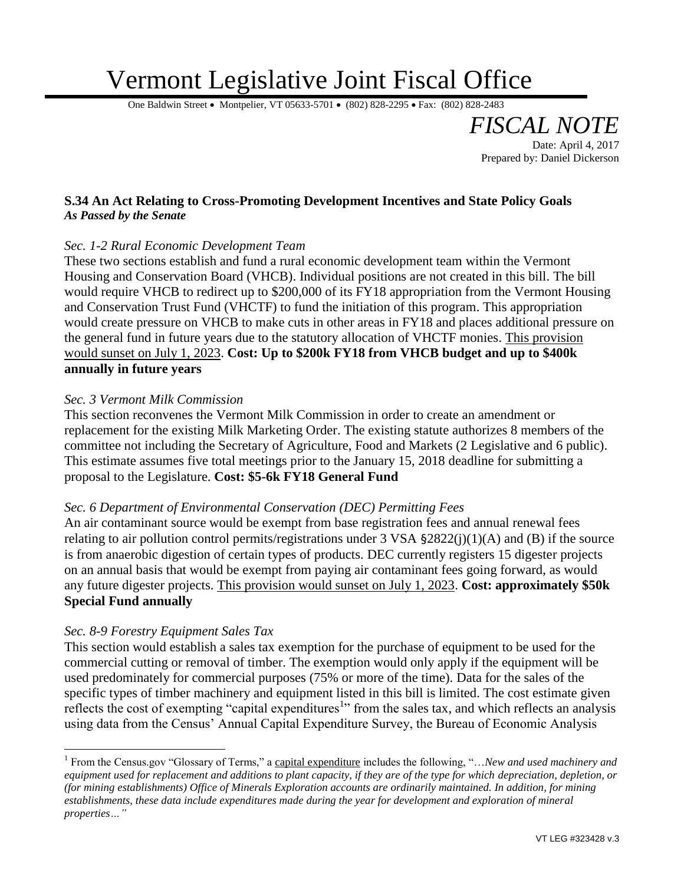# Vermont Legislative Joint Fiscal Office

One Baldwin Street • Montpelier, VT 05633-5701 • (802) 828-2295 • Fax: (802) 828-2483

## *FISCAL NOTE*

Date: April 4, 2017
Prepared by: Daniel Dickerson

**S.34 An Act Relating to Cross-Promoting Development Incentives and State Policy Goals**
***As Passed by the Senate***

*Sec. 1-2 Rural Economic Development Team*

These two sections establish and fund a rural economic development team within the Vermont Housing and Conservation Board (VHCB). Individual positions are not created in this bill. The bill would require VHCB to redirect up to $200,000 of its FY18 appropriation from the Vermont Housing and Conservation Trust Fund (VHCTF) to fund the initiation of this program. This appropriation would create pressure on VHCB to make cuts in other areas in FY18 and places additional pressure on the general fund in future years due to the statutory allocation of VHCTF monies. This provision would sunset on July 1, 2023. **Cost: Up to $200k FY18 from VHCB budget and up to $400k annually in future years**

*Sec. 3 Vermont Milk Commission*

This section reconvenes the Vermont Milk Commission in order to create an amendment or replacement for the existing Milk Marketing Order. The existing statute authorizes 8 members of the committee not including the Secretary of Agriculture, Food and Markets (2 Legislative and 6 public). This estimate assumes five total meetings prior to the January 15, 2018 deadline for submitting a proposal to the Legislature. **Cost: $5-6k FY18 General Fund**

*Sec. 6 Department of Environmental Conservation (DEC) Permitting Fees*

An air contaminant source would be exempt from base registration fees and annual renewal fees relating to air pollution control permits/registrations under 3 VSA §2822(j)(1)(A) and (B) if the source is from anaerobic digestion of certain types of products. DEC currently registers 15 digester projects on an annual basis that would be exempt from paying air contaminant fees going forward, as would any future digester projects. This provision would sunset on July 1, 2023. **Cost: approximately $50k Special Fund annually**

*Sec. 8-9 Forestry Equipment Sales Tax*

This section would establish a sales tax exemption for the purchase of equipment to be used for the commercial cutting or removal of timber. The exemption would only apply if the equipment will be used predominately for commercial purposes (75% or more of the time). Data for the sales of the specific types of timber machinery and equipment listed in this bill is limited. The cost estimate given reflects the cost of exempting "capital expenditures[1]" from the sales tax, and which reflects an analysis using data from the Census' Annual Capital Expenditure Survey, the Bureau of Economic Analysis

---

[1] From the Census.gov "Glossary of Terms," a capital expenditure includes the following, "…*New and used machinery and equipment used for replacement and additions to plant capacity, if they are of the type for which depreciation, depletion, or (for mining establishments) Office of Minerals Exploration accounts are ordinarily maintained. In addition, for mining establishments, these data include expenditures made during the year for development and exploration of mineral properties…"*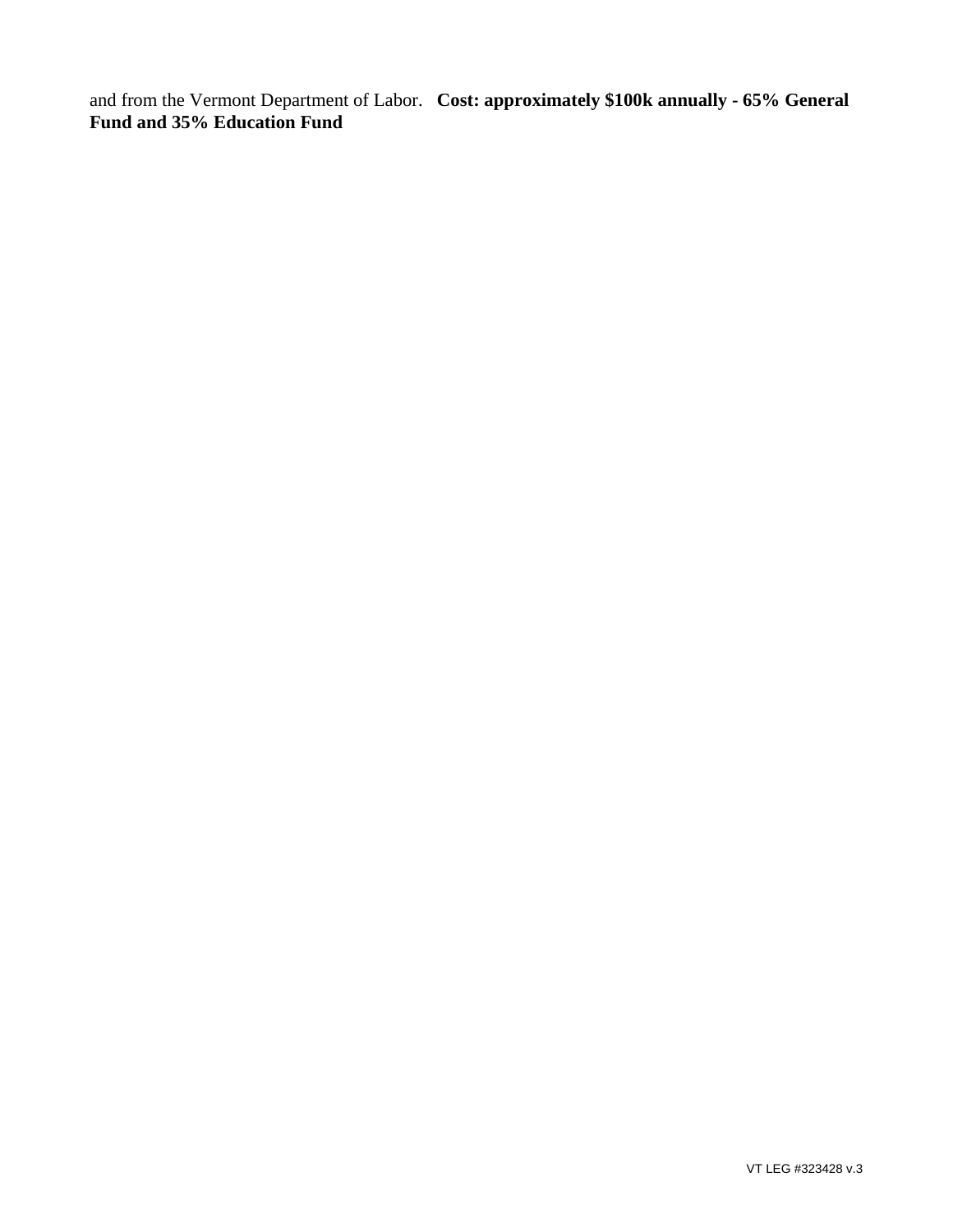and from the Vermont Department of Labor. **Cost: approximately $100k annually - 65% General Fund and 35% Education Fund**